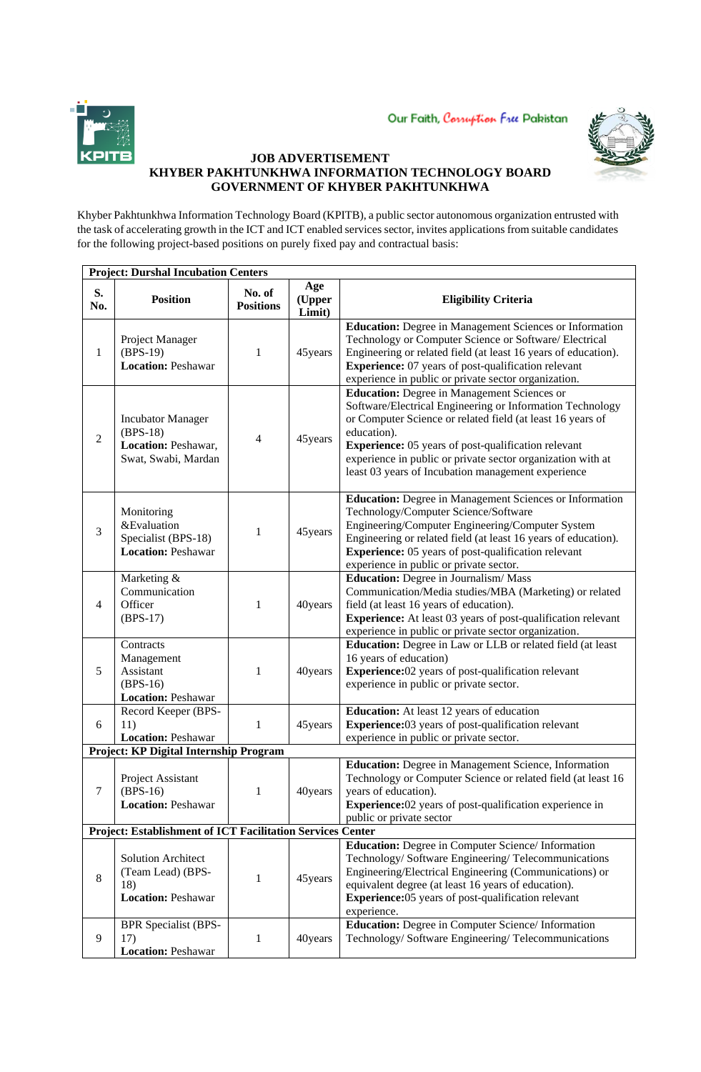Our Faith, Corruption Free Pakistan

# JOB ADVERTISEMENT
## KHYBER PAKHTUNKHWA INFORMATION TECHNOLOGY BOARD
## GOVERNMENT OF KHYBER PAKHTUNKHWA

Khyber Pakhtunkhwa Information Technology Board (KPITB), a public sector autonomous organization entrusted with the task of accelerating growth in the ICT and ICT enabled services sector, invites applications from suitable candidates for the following project-based positions on purely fixed pay and contractual basis:

| S. No. | Position | No. of Positions | Age (Upper Limit) | Eligibility Criteria |
|---|---|---|---|---|
| **Project: Durshal Incubation Centers** | | | | |
| 1 | Project Manager (BPS-19) **Location:** Peshawar | 1 | 45years | **Education:** Degree in Management Sciences or Information Technology or Computer Science or Software/ Electrical Engineering or related field (at least 16 years of education). **Experience:** 07 years of post-qualification relevant experience in public or private sector organization. |
| 2 | Incubator Manager (BPS-18) **Location:** Peshawar, Swat, Swabi, Mardan | 4 | 45years | **Education:** Degree in Management Sciences or Software/Electrical Engineering or Information Technology or Computer Science or related field (at least 16 years of education). **Experience:** 05 years of post-qualification relevant experience in public or private sector organization with at least 03 years of Incubation management experience |
| 3 | Monitoring &Evaluation Specialist (BPS-18) **Location:** Peshawar | 1 | 45years | **Education:** Degree in Management Sciences or Information Technology/Computer Science/Software Engineering/Computer Engineering/Computer System Engineering or related field (at least 16 years of education). **Experience:** 05 years of post-qualification relevant experience in public or private sector. |
| 4 | Marketing & Communication Officer (BPS-17) | 1 | 40years | **Education:** Degree in Journalism/ Mass Communication/Media studies/MBA (Marketing) or related field (at least 16 years of education). **Experience:** At least 03 years of post-qualification relevant experience in public or private sector organization. |
| 5 | Contracts Management Assistant (BPS-16) **Location:** Peshawar | 1 | 40years | **Education:** Degree in Law or LLB or related field (at least 16 years of education) **Experience:**02 years of post-qualification relevant experience in public or private sector. |
| 6 | Record Keeper (BPS-11) **Location:** Peshawar | 1 | 45years | **Education:** At least 12 years of education **Experience:**03 years of post-qualification relevant experience in public or private sector. |
| **Project: KP Digital Internship Program** | | | | |
| 7 | Project Assistant (BPS-16) **Location:** Peshawar | 1 | 40years | **Education:** Degree in Management Science, Information Technology or Computer Science or related field (at least 16 years of education). **Experience:**02 years of post-qualification experience in public or private sector |
| **Project: Establishment of ICT Facilitation Services Center** | | | | |
| 8 | Solution Architect (Team Lead) (BPS-18) **Location:** Peshawar | 1 | 45years | **Education:** Degree in Computer Science/ Information Technology/ Software Engineering/ Telecommunications Engineering/Electrical Engineering (Communications) or equivalent degree (at least 16 years of education). **Experience:**05 years of post-qualification relevant experience. |
| 9 | BPR Specialist (BPS-17) **Location:** Peshawar | 1 | 40years | **Education:** Degree in Computer Science/ Information Technology/ Software Engineering/ Telecommunications |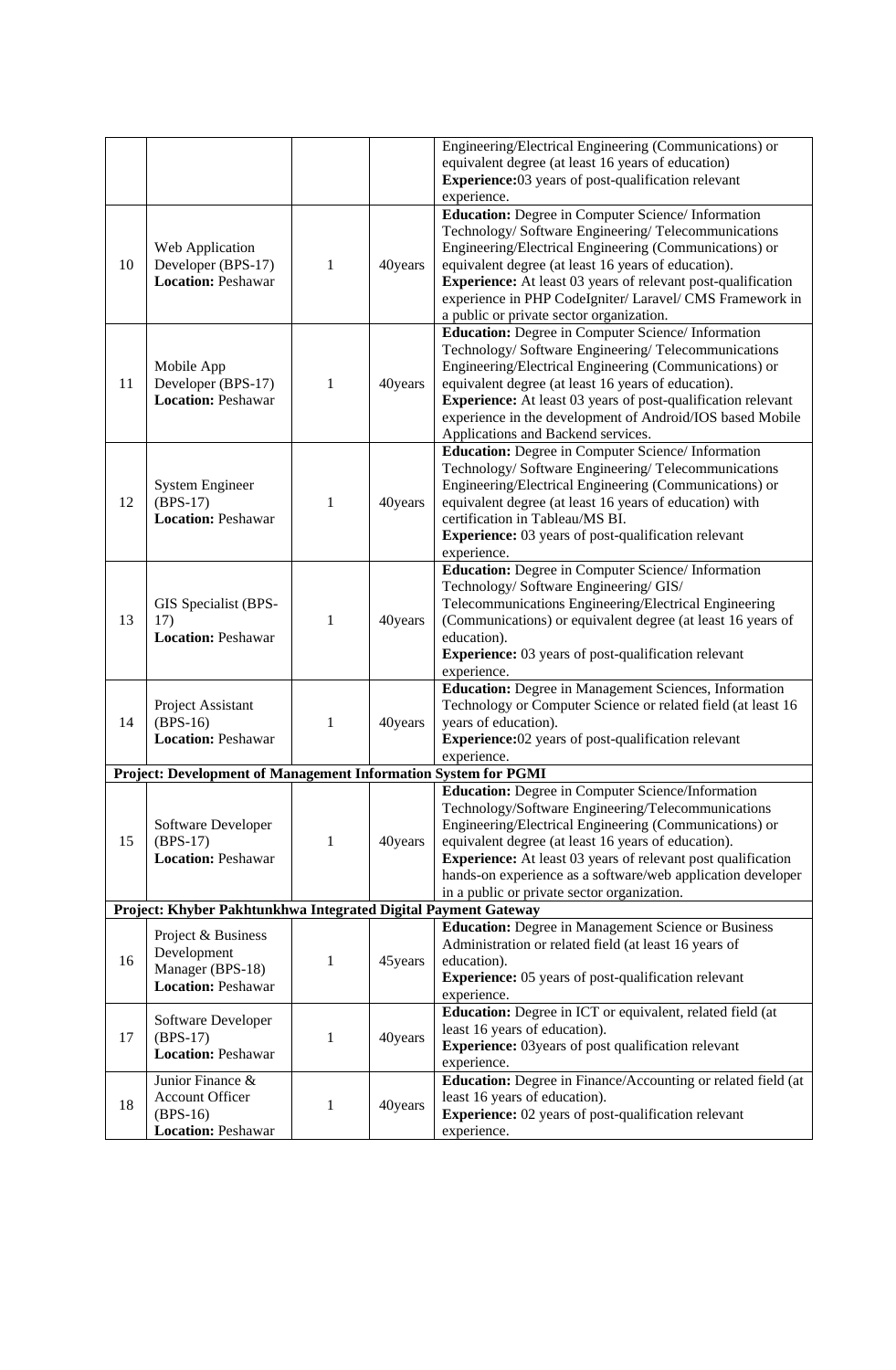| | | | | |
|---|---|---|---|---|
| | | | | Engineering/Electrical Engineering (Communications) or equivalent degree (at least 16 years of education) **Experience:**03 years of post-qualification relevant experience. |
| 10 | Web Application Developer (BPS-17) **Location:** Peshawar | 1 | 40years | **Education:** Degree in Computer Science/ Information Technology/ Software Engineering/ Telecommunications Engineering/Electrical Engineering (Communications) or equivalent degree (at least 16 years of education). **Experience:** At least 03 years of relevant post-qualification experience in PHP CodeIgniter/ Laravel/ CMS Framework in a public or private sector organization. |
| 11 | Mobile App Developer (BPS-17) **Location:** Peshawar | 1 | 40years | **Education:** Degree in Computer Science/ Information Technology/ Software Engineering/ Telecommunications Engineering/Electrical Engineering (Communications) or equivalent degree (at least 16 years of education). **Experience:** At least 03 years of post-qualification relevant experience in the development of Android/IOS based Mobile Applications and Backend services. |
| 12 | System Engineer (BPS-17) **Location:** Peshawar | 1 | 40years | **Education:** Degree in Computer Science/ Information Technology/ Software Engineering/ Telecommunications Engineering/Electrical Engineering (Communications) or equivalent degree (at least 16 years of education) with certification in Tableau/MS BI. **Experience:** 03 years of post-qualification relevant experience. |
| 13 | GIS Specialist (BPS-17) **Location:** Peshawar | 1 | 40years | **Education:** Degree in Computer Science/ Information Technology/ Software Engineering/ GIS/ Telecommunications Engineering/Electrical Engineering (Communications) or equivalent degree (at least 16 years of education). **Experience:** 03 years of post-qualification relevant experience. |
| 14 | Project Assistant (BPS-16) **Location:** Peshawar | 1 | 40years | **Education:** Degree in Management Sciences, Information Technology or Computer Science or related field (at least 16 years of education). **Experience:**02 years of post-qualification relevant experience. |
| **Project: Development of Management Information System for PGMI** | | | | |
| 15 | Software Developer (BPS-17) **Location:** Peshawar | 1 | 40years | **Education:** Degree in Computer Science/Information Technology/Software Engineering/Telecommunications Engineering/Electrical Engineering (Communications) or equivalent degree (at least 16 years of education). **Experience:** At least 03 years of relevant post qualification hands-on experience as a software/web application developer in a public or private sector organization. |
| **Project: Khyber Pakhtunkhwa Integrated Digital Payment Gateway** | | | | |
| 16 | Project & Business Development Manager (BPS-18) **Location:** Peshawar | 1 | 45years | **Education:** Degree in Management Science or Business Administration or related field (at least 16 years of education). **Experience:** 05 years of post-qualification relevant experience. |
| 17 | Software Developer (BPS-17) **Location:** Peshawar | 1 | 40years | **Education:** Degree in ICT or equivalent, related field (at least 16 years of education). **Experience:** 03years of post qualification relevant experience. |
| 18 | Junior Finance & Account Officer (BPS-16) **Location:** Peshawar | 1 | 40years | **Education:** Degree in Finance/Accounting or related field (at least 16 years of education). **Experience:** 02 years of post-qualification relevant experience. |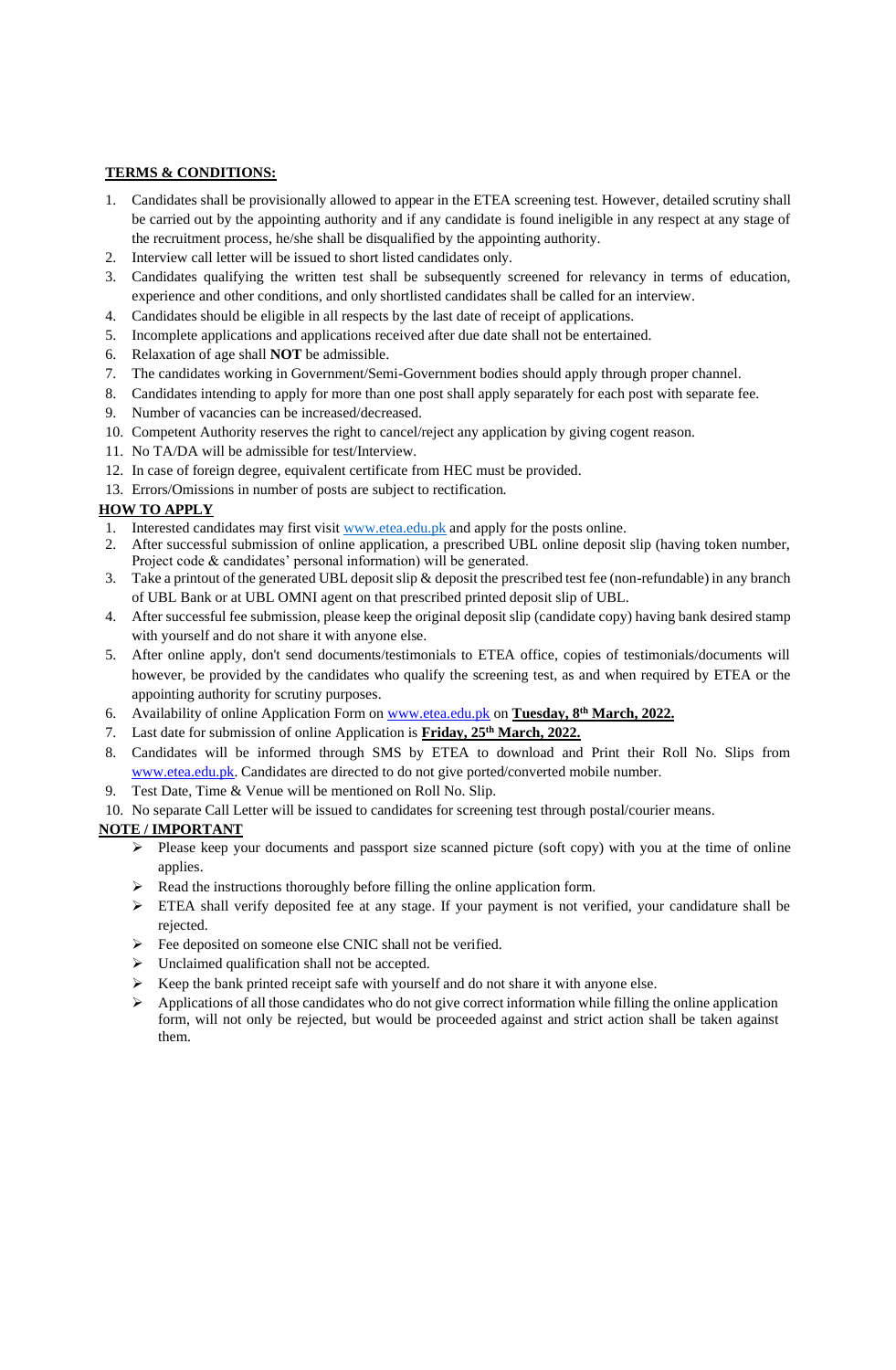**TERMS & CONDITIONS:**

1. Candidates shall be provisionally allowed to appear in the ETEA screening test. However, detailed scrutiny shall be carried out by the appointing authority and if any candidate is found ineligible in any respect at any stage of the recruitment process, he/she shall be disqualified by the appointing authority.
2. Interview call letter will be issued to short listed candidates only.
3. Candidates qualifying the written test shall be subsequently screened for relevancy in terms of education, experience and other conditions, and only shortlisted candidates shall be called for an interview.
4. Candidates should be eligible in all respects by the last date of receipt of applications.
5. Incomplete applications and applications received after due date shall not be entertained.
6. Relaxation of age shall **NOT** be admissible.
7. The candidates working in Government/Semi-Government bodies should apply through proper channel.
8. Candidates intending to apply for more than one post shall apply separately for each post with separate fee.
9. Number of vacancies can be increased/decreased.
10. Competent Authority reserves the right to cancel/reject any application by giving cogent reason.
11. No TA/DA will be admissible for test/Interview.
12. In case of foreign degree, equivalent certificate from HEC must be provided.
13. Errors/Omissions in number of posts are subject to rectification.

**HOW TO APPLY**

1. Interested candidates may first visit www.etea.edu.pk and apply for the posts online.
2. After successful submission of online application, a prescribed UBL online deposit slip (having token number, Project code & candidates' personal information) will be generated.
3. Take a printout of the generated UBL deposit slip & deposit the prescribed test fee (non-refundable) in any branch of UBL Bank or at UBL OMNI agent on that prescribed printed deposit slip of UBL.
4. After successful fee submission, please keep the original deposit slip (candidate copy) having bank desired stamp with yourself and do not share it with anyone else.
5. After online apply, don't send documents/testimonials to ETEA office, copies of testimonials/documents will however, be provided by the candidates who qualify the screening test, as and when required by ETEA or the appointing authority for scrutiny purposes.
6. Availability of online Application Form on www.etea.edu.pk on **Tuesday, 8th March, 2022.**
7. Last date for submission of online Application is **Friday, 25th March, 2022.**
8. Candidates will be informed through SMS by ETEA to download and Print their Roll No. Slips from www.etea.edu.pk. Candidates are directed to do not give ported/converted mobile number.
9. Test Date, Time & Venue will be mentioned on Roll No. Slip.
10. No separate Call Letter will be issued to candidates for screening test through postal/courier means.

**NOTE / IMPORTANT**

- Please keep your documents and passport size scanned picture (soft copy) with you at the time of online applies.
- Read the instructions thoroughly before filling the online application form.
- ETEA shall verify deposited fee at any stage. If your payment is not verified, your candidature shall be rejected.
- Fee deposited on someone else CNIC shall not be verified.
- Unclaimed qualification shall not be accepted.
- Keep the bank printed receipt safe with yourself and do not share it with anyone else.
- Applications of all those candidates who do not give correct information while filling the online application form, will not only be rejected, but would be proceeded against and strict action shall be taken against them.